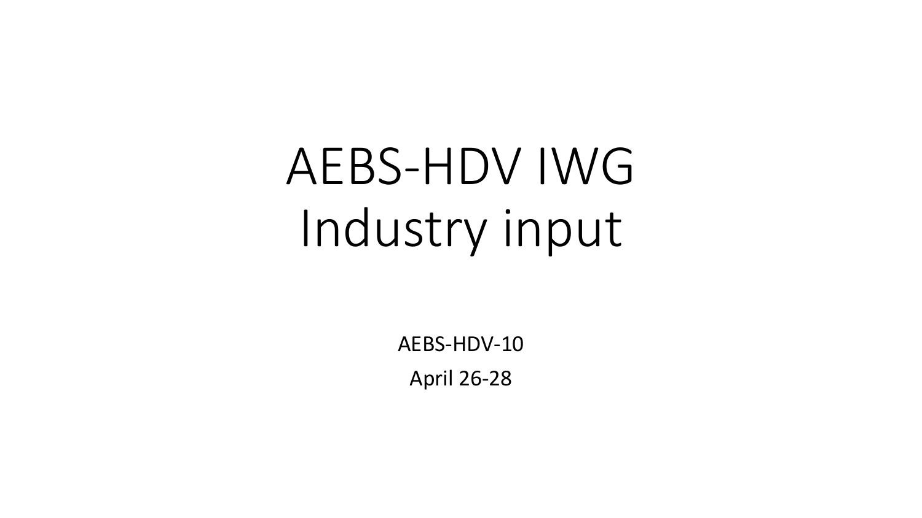# AEBS-HDV IWG Industry input

AEBS-HDV-10

April 26-28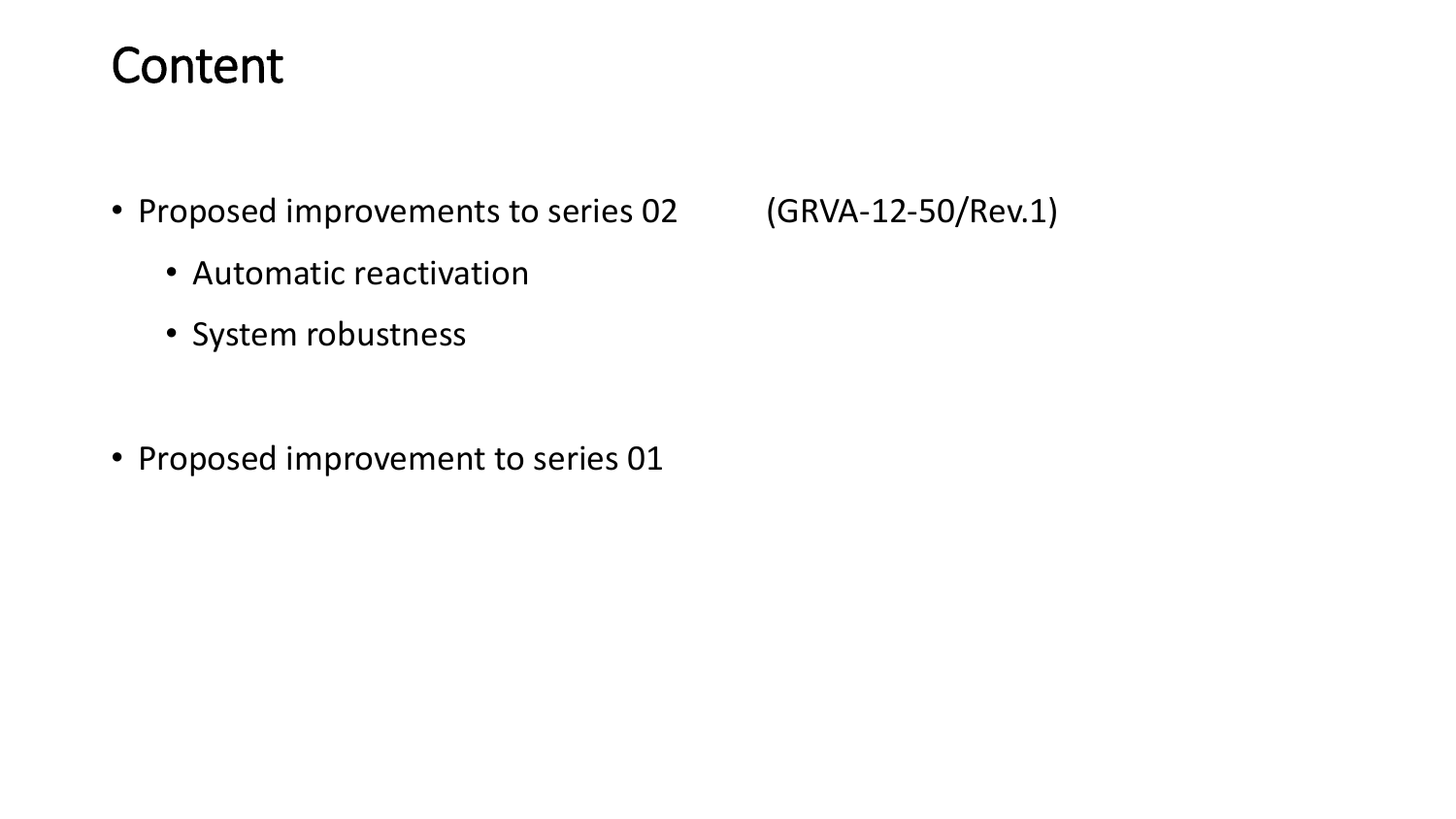# Content

- Proposed improvements to series 02 (GRVA-12-50/Rev.1)
  - Automatic reactivation
  - System robustness

- Proposed improvement to series 01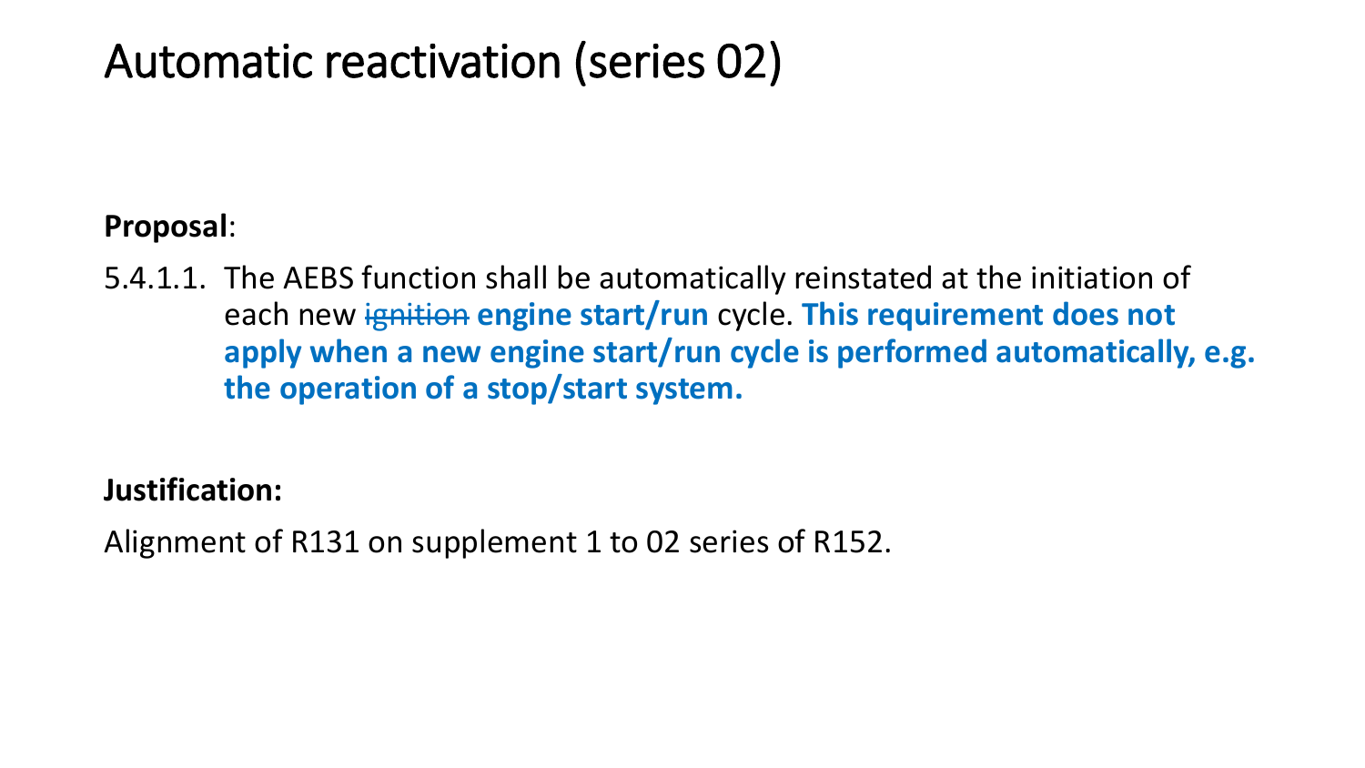# Automatic reactivation (series 02)

**Proposal**:

5.4.1.1. The AEBS function shall be automatically reinstated at the initiation of each new ~~ignition~~ **engine start/run** cycle. **This requirement does not apply when a new engine start/run cycle is performed automatically, e.g. the operation of a stop/start system.**

**Justification:**

Alignment of R131 on supplement 1 to 02 series of R152.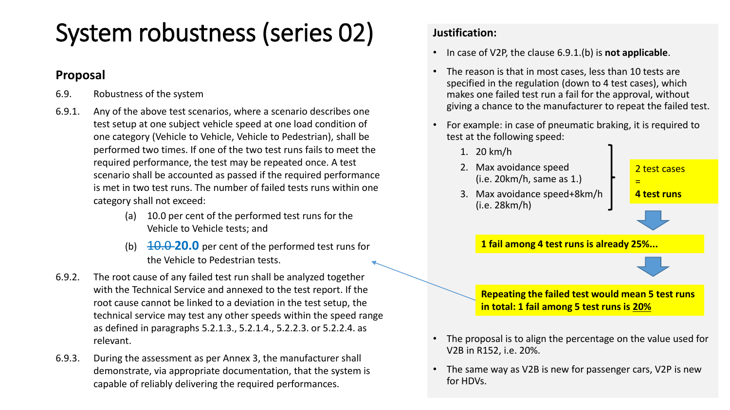# System robustness (series 02)

## Proposal

6.9. Robustness of the system

6.9.1. Any of the above test scenarios, where a scenario describes one test setup at one subject vehicle speed at one load condition of one category (Vehicle to Vehicle, Vehicle to Pedestrian), shall be performed two times. If one of the two test runs fails to meet the required performance, the test may be repeated once. A test scenario shall be accounted as passed if the required performance is met in two test runs. The number of failed tests runs within one category shall not exceed:

- (a) 10.0 per cent of the performed test runs for the Vehicle to Vehicle tests; and
- (b) ~~10.0~~ **20.0** per cent of the performed test runs for the Vehicle to Pedestrian tests.

6.9.2. The root cause of any failed test run shall be analyzed together with the Technical Service and annexed to the test report. If the root cause cannot be linked to a deviation in the test setup, the technical service may test any other speeds within the speed range as defined in paragraphs 5.2.1.3., 5.2.1.4., 5.2.2.3. or 5.2.2.4. as relevant.

6.9.3. During the assessment as per Annex 3, the manufacturer shall demonstrate, via appropriate documentation, that the system is capable of reliably delivering the required performances.

**Justification:**

- In case of V2P, the clause 6.9.1.(b) is **not applicable**.
- The reason is that in most cases, less than 10 tests are specified in the regulation (down to 4 test cases), which makes one failed test run a fail for the approval, without giving a chance to the manufacturer to repeat the failed test.
- For example: in case of pneumatic braking, it is required to test at the following speed:
  1. 20 km/h
  2. Max avoidance speed (i.e. 20km/h, same as 1.)
  3. Max avoidance speed+8km/h (i.e. 28km/h)

  2 test cases = **4 test runs**

  **1 fail among 4 test runs is already 25%...**

  **Repeating the failed test would mean 5 test runs in total: 1 fail among 5 test runs is <u>20%</u>**

- The proposal is to align the percentage on the value used for V2B in R152, i.e. 20%.
- The same way as V2B is new for passenger cars, V2P is new for HDVs.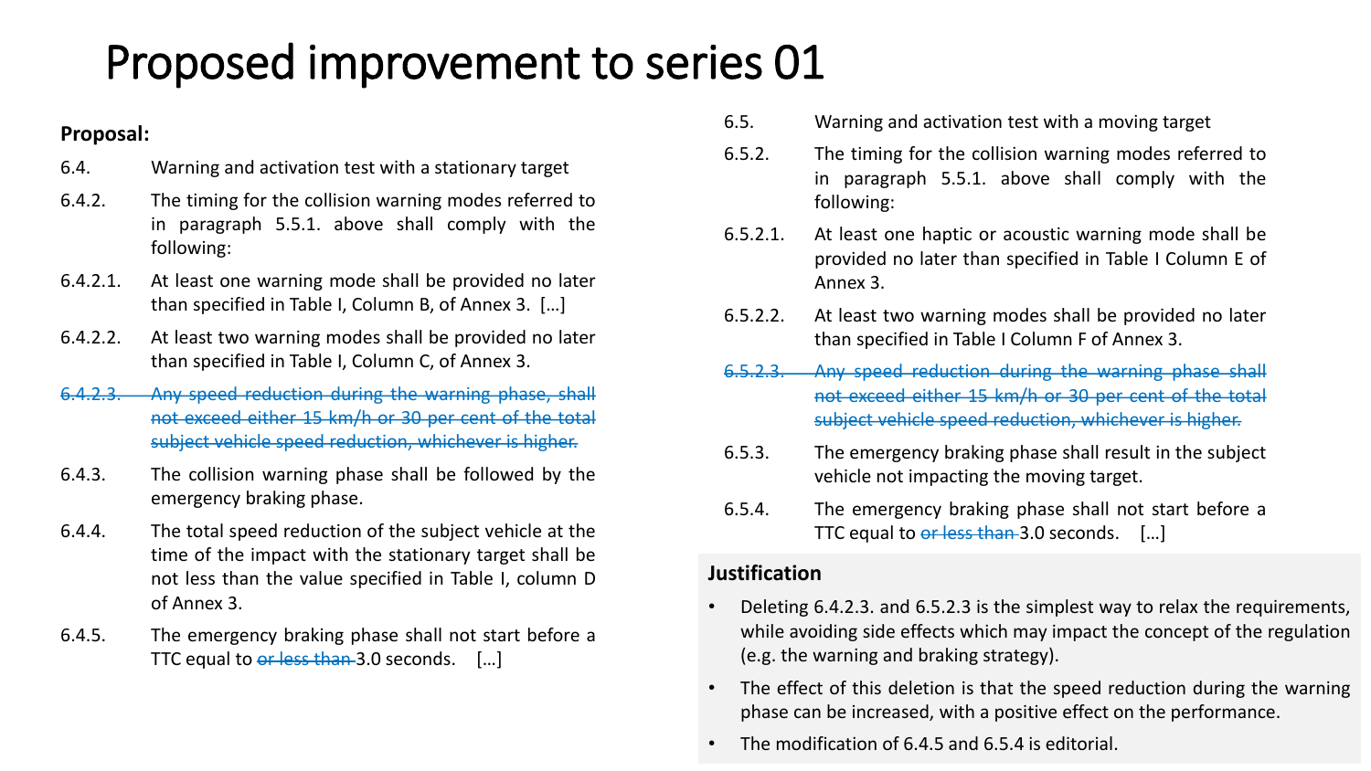# Proposed improvement to series 01

**Proposal:**

6.4. Warning and activation test with a stationary target

6.4.2. The timing for the collision warning modes referred to in paragraph 5.5.1. above shall comply with the following:

6.4.2.1. At least one warning mode shall be provided no later than specified in Table I, Column B, of Annex 3. […]

6.4.2.2. At least two warning modes shall be provided no later than specified in Table I, Column C, of Annex 3.

~~6.4.2.3. Any speed reduction during the warning phase, shall not exceed either 15 km/h or 30 per cent of the total subject vehicle speed reduction, whichever is higher.~~

6.4.3. The collision warning phase shall be followed by the emergency braking phase.

6.4.4. The total speed reduction of the subject vehicle at the time of the impact with the stationary target shall be not less than the value specified in Table I, column D of Annex 3.

6.4.5. The emergency braking phase shall not start before a TTC equal to ~~or less than~~ 3.0 seconds. […]

6.5. Warning and activation test with a moving target

6.5.2. The timing for the collision warning modes referred to in paragraph 5.5.1. above shall comply with the following:

6.5.2.1. At least one haptic or acoustic warning mode shall be provided no later than specified in Table I Column E of Annex 3.

6.5.2.2. At least two warning modes shall be provided no later than specified in Table I Column F of Annex 3.

~~6.5.2.3. Any speed reduction during the warning phase shall not exceed either 15 km/h or 30 per cent of the total subject vehicle speed reduction, whichever is higher.~~

6.5.3. The emergency braking phase shall result in the subject vehicle not impacting the moving target.

6.5.4. The emergency braking phase shall not start before a TTC equal to ~~or less than~~ 3.0 seconds. […]

**Justification**

- Deleting 6.4.2.3. and 6.5.2.3 is the simplest way to relax the requirements, while avoiding side effects which may impact the concept of the regulation (e.g. the warning and braking strategy).
- The effect of this deletion is that the speed reduction during the warning phase can be increased, with a positive effect on the performance.
- The modification of 6.4.5 and 6.5.4 is editorial.